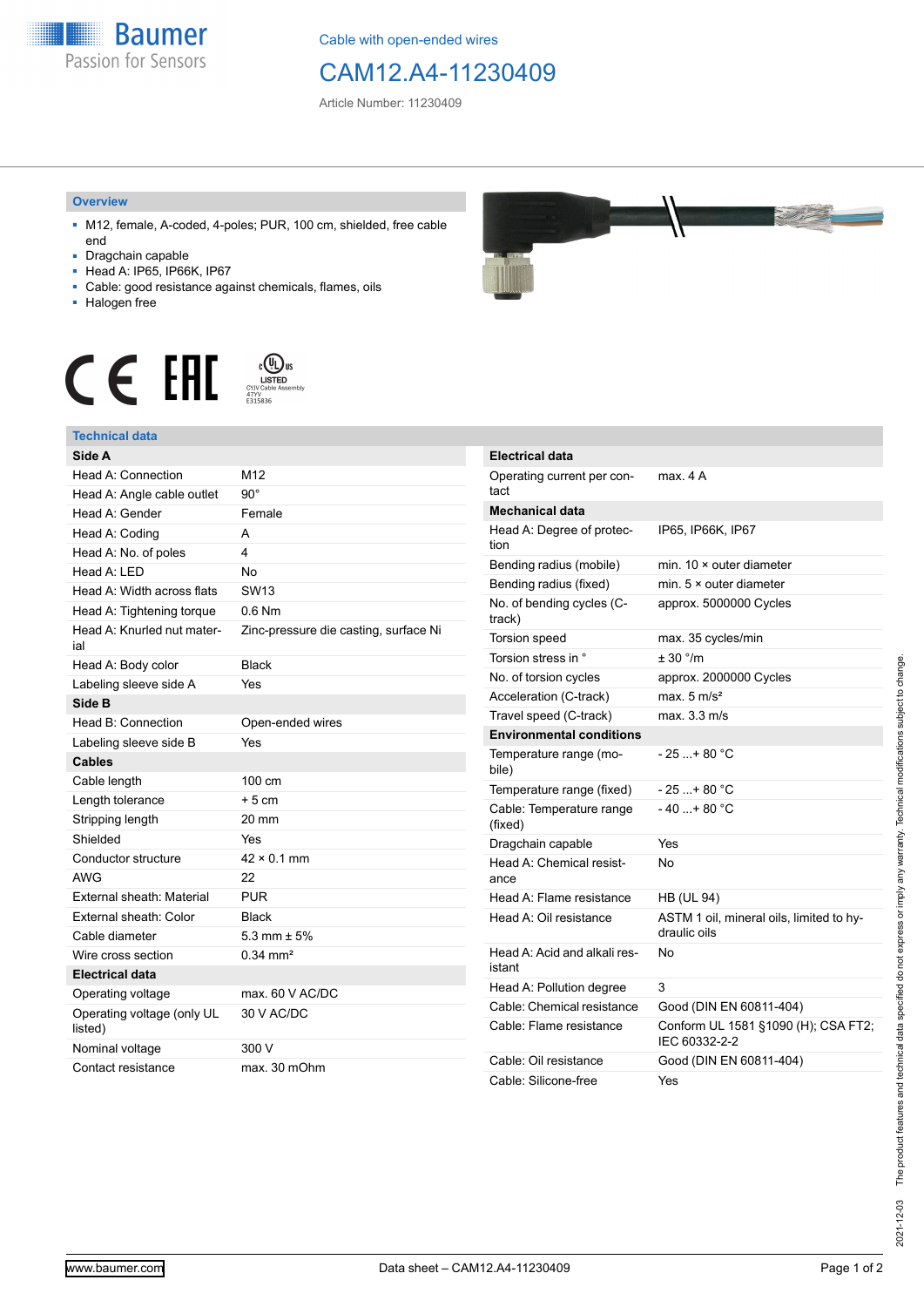Cable with open-ended wires

# CAM12.A4-11230409

Article Number: 11230409

## Overview

- M12, female, A-coded, 4-poles; PUR, 100 cm, shielded, free cable end
- Dragchain capable
- Head A: IP65, IP66K, IP67
- Cable: good resistance against chemicals, flames, oils
- Halogen free

## Technical data

| Side A | |
|---|---|
| Head A: Connection | M12 |
| Head A: Angle cable outlet | 90° |
| Head A: Gender | Female |
| Head A: Coding | A |
| Head A: No. of poles | 4 |
| Head A: LED | No |
| Head A: Width across flats | SW13 |
| Head A: Tightening torque | 0.6 Nm |
| Head A: Knurled nut material | Zinc-pressure die casting, surface Ni |
| Head A: Body color | Black |
| Labeling sleeve side A | Yes |
| **Side B** | |
| Head B: Connection | Open-ended wires |
| Labeling sleeve side B | Yes |
| **Cables** | |
| Cable length | 100 cm |
| Length tolerance | + 5 cm |
| Stripping length | 20 mm |
| Shielded | Yes |
| Conductor structure | 42 × 0.1 mm |
| AWG | 22 |
| External sheath: Material | PUR |
| External sheath: Color | Black |
| Cable diameter | 5.3 mm ± 5% |
| Wire cross section | 0.34 mm² |
| **Electrical data** | |
| Operating voltage | max. 60 V AC/DC |
| Operating voltage (only UL listed) | 30 V AC/DC |
| Nominal voltage | 300 V |
| Contact resistance | max. 30 mOhm |

| Electrical data | |
|---|---|
| Operating current per contact | max. 4 A |
| **Mechanical data** | |
| Head A: Degree of protection | IP65, IP66K, IP67 |
| Bending radius (mobile) | min. 10 × outer diameter |
| Bending radius (fixed) | min. 5 × outer diameter |
| No. of bending cycles (C-track) | approx. 5000000 Cycles |
| Torsion speed | max. 35 cycles/min |
| Torsion stress in ° | ± 30 °/m |
| No. of torsion cycles | approx. 2000000 Cycles |
| Acceleration (C-track) | max. 5 m/s² |
| Travel speed (C-track) | max. 3.3 m/s |
| **Environmental conditions** | |
| Temperature range (mobile) | - 25 ...+ 80 °C |
| Temperature range (fixed) | - 25 ...+ 80 °C |
| Cable: Temperature range (fixed) | - 40 ...+ 80 °C |
| Dragchain capable | Yes |
| Head A: Chemical resistance | No |
| Head A: Flame resistance | HB (UL 94) |
| Head A: Oil resistance | ASTM 1 oil, mineral oils, limited to hydraulic oils |
| Head A: Acid and alkali resistant | No |
| Head A: Pollution degree | 3 |
| Cable: Chemical resistance | Good (DIN EN 60811-404) |
| Cable: Flame resistance | Conform UL 1581 §1090 (H); CSA FT2; IEC 60332-2-2 |
| Cable: Oil resistance | Good (DIN EN 60811-404) |
| Cable: Silicone-free | Yes |

The product features and technical data specified do not express or imply any warranty. Technical modifications subject to change. 2021-12-03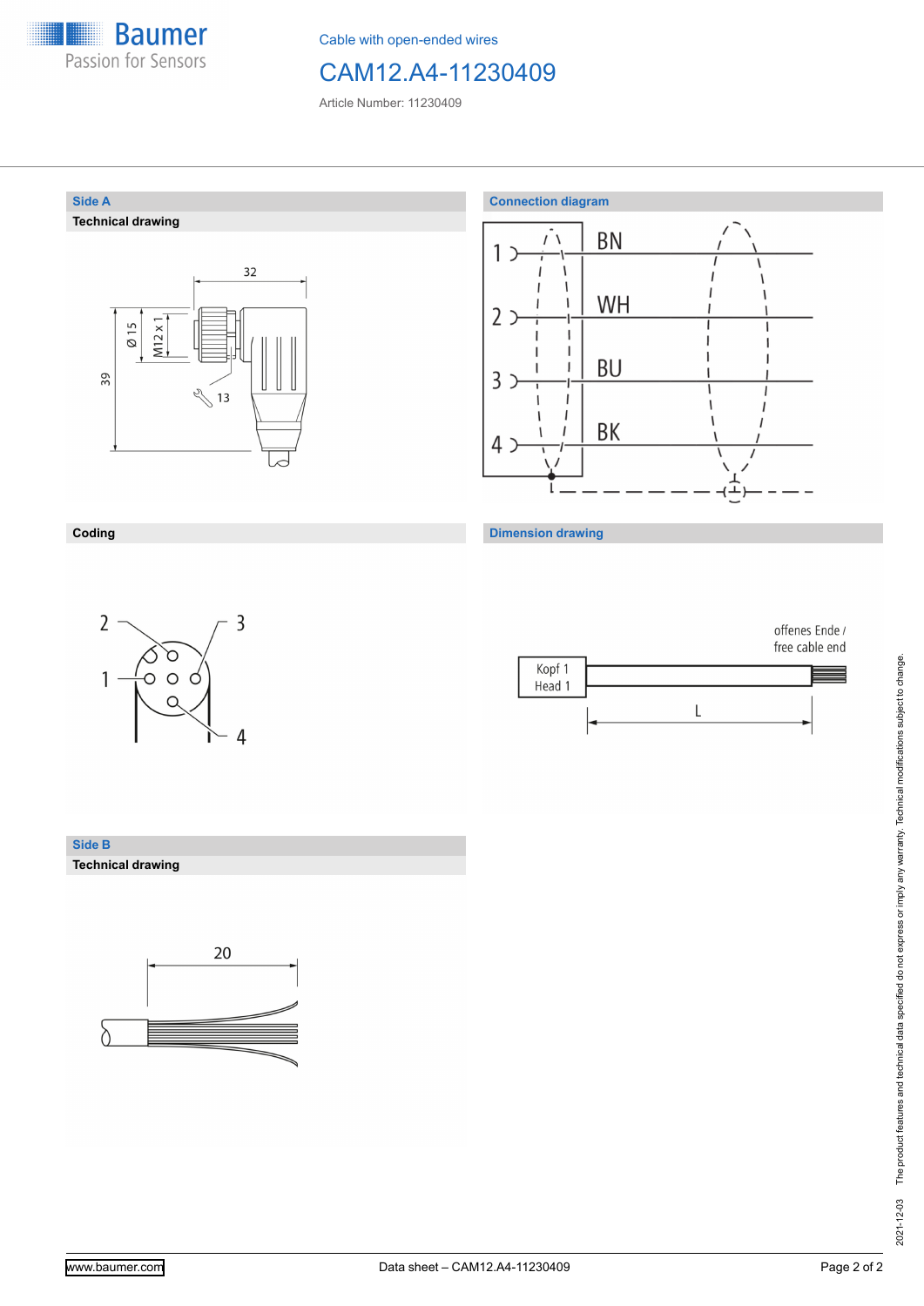Cable with open-ended wires

# CAM12.A4-11230409

Article Number: 11230409

## Side A

### Technical drawing

32

39

Ø 15

M12 x 1

13

## Connection diagram

1 BN

2 WH

3 BU

4 BK

### Coding

2

3

1

4

## Dimension drawing

offenes Ende / free cable end

Kopf 1 Head 1

L

## Side B

### Technical drawing

20

www.baumer.com

Data sheet – CAM12.A4-11230409

2021-12-03 The product features and technical data specified do not express or imply any warranty. Technical modifications subject to change.